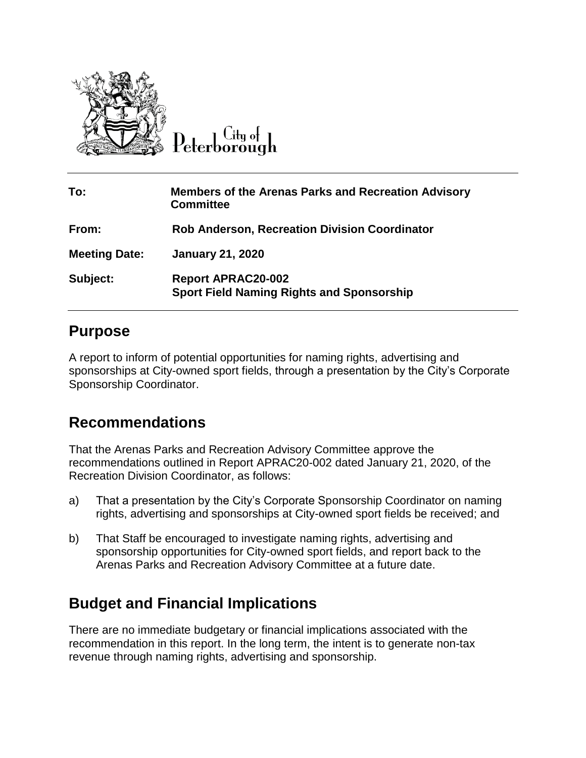City of Peterborough

| | |
|---|---|
| **To:** | **Members of the Arenas Parks and Recreation Advisory Committee** |
| **From:** | **Rob Anderson, Recreation Division Coordinator** |
| **Meeting Date:** | **January 21, 2020** |
| **Subject:** | **Report APRAC20-002**<br>**Sport Field Naming Rights and Sponsorship** |

## Purpose

A report to inform of potential opportunities for naming rights, advertising and sponsorships at City-owned sport fields, through a presentation by the City's Corporate Sponsorship Coordinator.

## Recommendations

That the Arenas Parks and Recreation Advisory Committee approve the recommendations outlined in Report APRAC20-002 dated January 21, 2020, of the Recreation Division Coordinator, as follows:

a) That a presentation by the City's Corporate Sponsorship Coordinator on naming rights, advertising and sponsorships at City-owned sport fields be received; and

b) That Staff be encouraged to investigate naming rights, advertising and sponsorship opportunities for City-owned sport fields, and report back to the Arenas Parks and Recreation Advisory Committee at a future date.

## Budget and Financial Implications

There are no immediate budgetary or financial implications associated with the recommendation in this report. In the long term, the intent is to generate non-tax revenue through naming rights, advertising and sponsorship.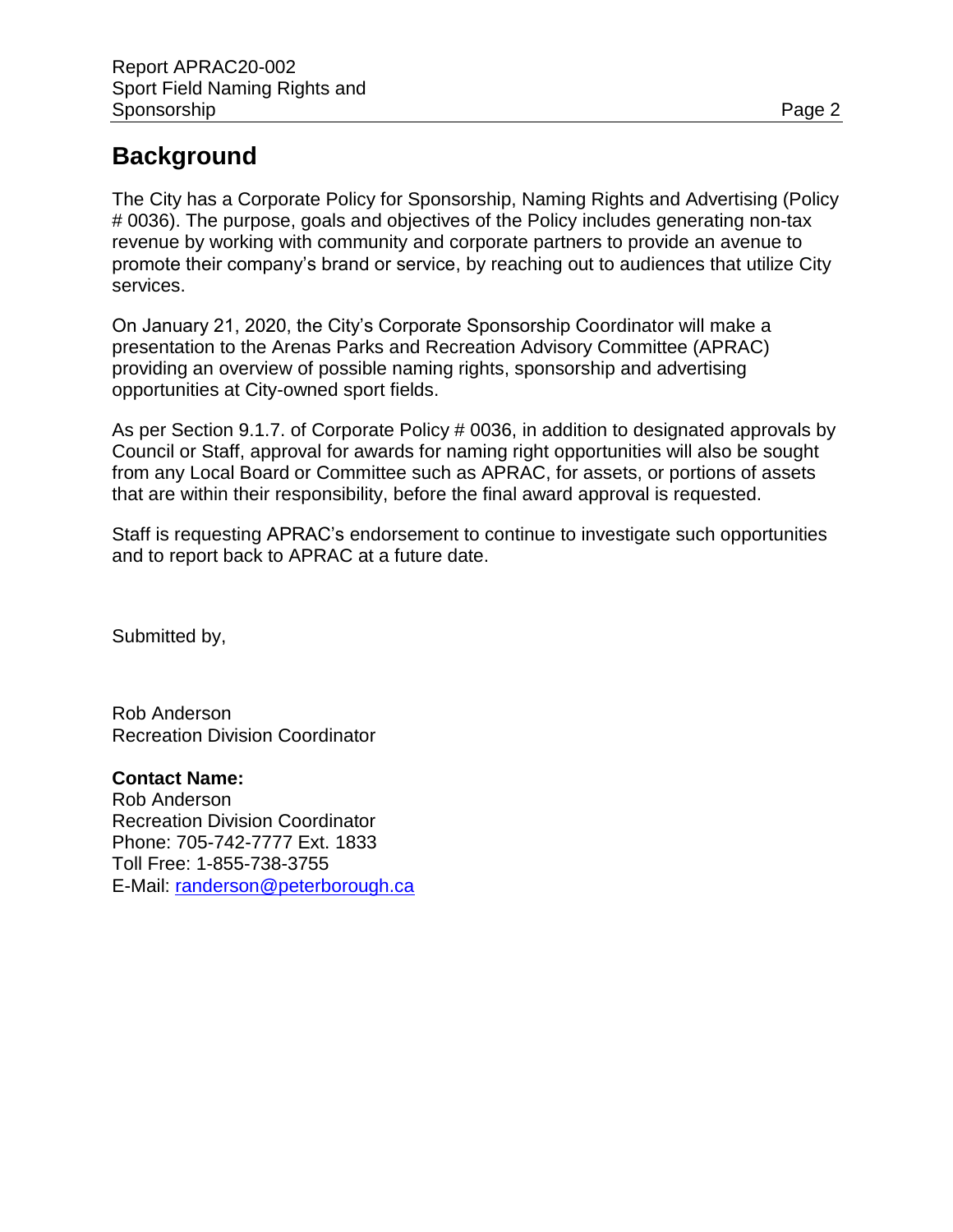## Background

The City has a Corporate Policy for Sponsorship, Naming Rights and Advertising (Policy # 0036). The purpose, goals and objectives of the Policy includes generating non-tax revenue by working with community and corporate partners to provide an avenue to promote their company's brand or service, by reaching out to audiences that utilize City services.

On January 21, 2020, the City's Corporate Sponsorship Coordinator will make a presentation to the Arenas Parks and Recreation Advisory Committee (APRAC) providing an overview of possible naming rights, sponsorship and advertising opportunities at City-owned sport fields.

As per Section 9.1.7. of Corporate Policy # 0036, in addition to designated approvals by Council or Staff, approval for awards for naming right opportunities will also be sought from any Local Board or Committee such as APRAC, for assets, or portions of assets that are within their responsibility, before the final award approval is requested.

Staff is requesting APRAC's endorsement to continue to investigate such opportunities and to report back to APRAC at a future date.

Submitted by,

Rob Anderson
Recreation Division Coordinator

**Contact Name:**
Rob Anderson
Recreation Division Coordinator
Phone: 705-742-7777 Ext. 1833
Toll Free: 1-855-738-3755
E-Mail: randerson@peterborough.ca